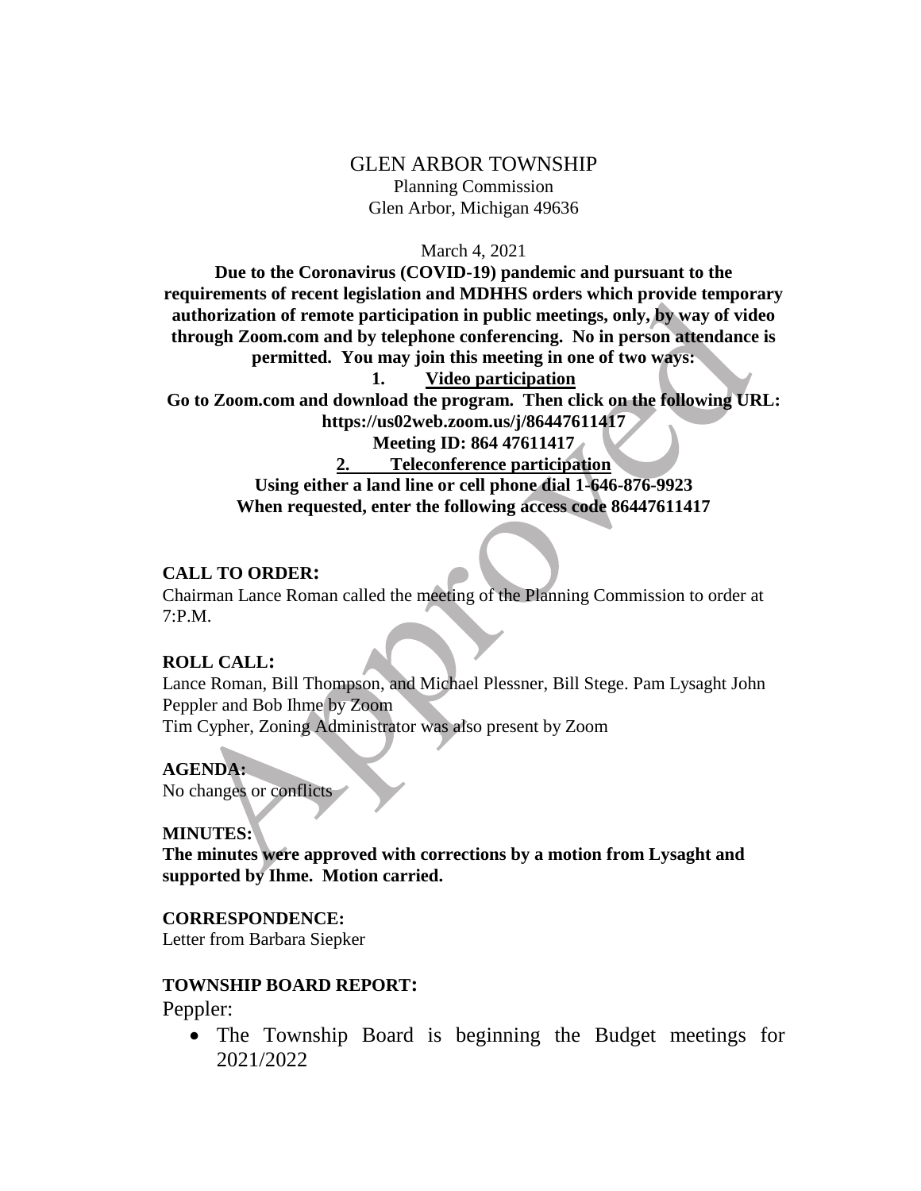# GLEN ARBOR TOWNSHIP

Planning Commission
Glen Arbor, Michigan 49636

March 4, 2021

**Due to the Coronavirus (COVID-19) pandemic and pursuant to the requirements of recent legislation and MDHHS orders which provide temporary authorization of remote participation in public meetings, only, by way of video through Zoom.com and by telephone conferencing. No in person attendance is permitted. You may join this meeting in one of two ways:**

**1. <u>Video participation</u>**

**Go to Zoom.com and download the program. Then click on the following URL: https://us02web.zoom.us/j/86447611417**

**Meeting ID: 864 47611417**

**<u>2. Teleconference participation</u>**

**Using either a land line or cell phone dial 1-646-876-9923**

**When requested, enter the following access code 86447611417**

**CALL TO ORDER:**

Chairman Lance Roman called the meeting of the Planning Commission to order at 7:P.M.

**ROLL CALL:**

Lance Roman, Bill Thompson, and Michael Plessner, Bill Stege. Pam Lysaght John Peppler and Bob Ihme by Zoom
Tim Cypher, Zoning Administrator was also present by Zoom

**AGENDA:**

No changes or conflicts

**MINUTES:**

**The minutes were approved with corrections by a motion from Lysaght and supported by Ihme. Motion carried.**

**CORRESPONDENCE:**

Letter from Barbara Siepker

**TOWNSHIP BOARD REPORT:**

Peppler:

- The Township Board is beginning the Budget meetings for 2021/2022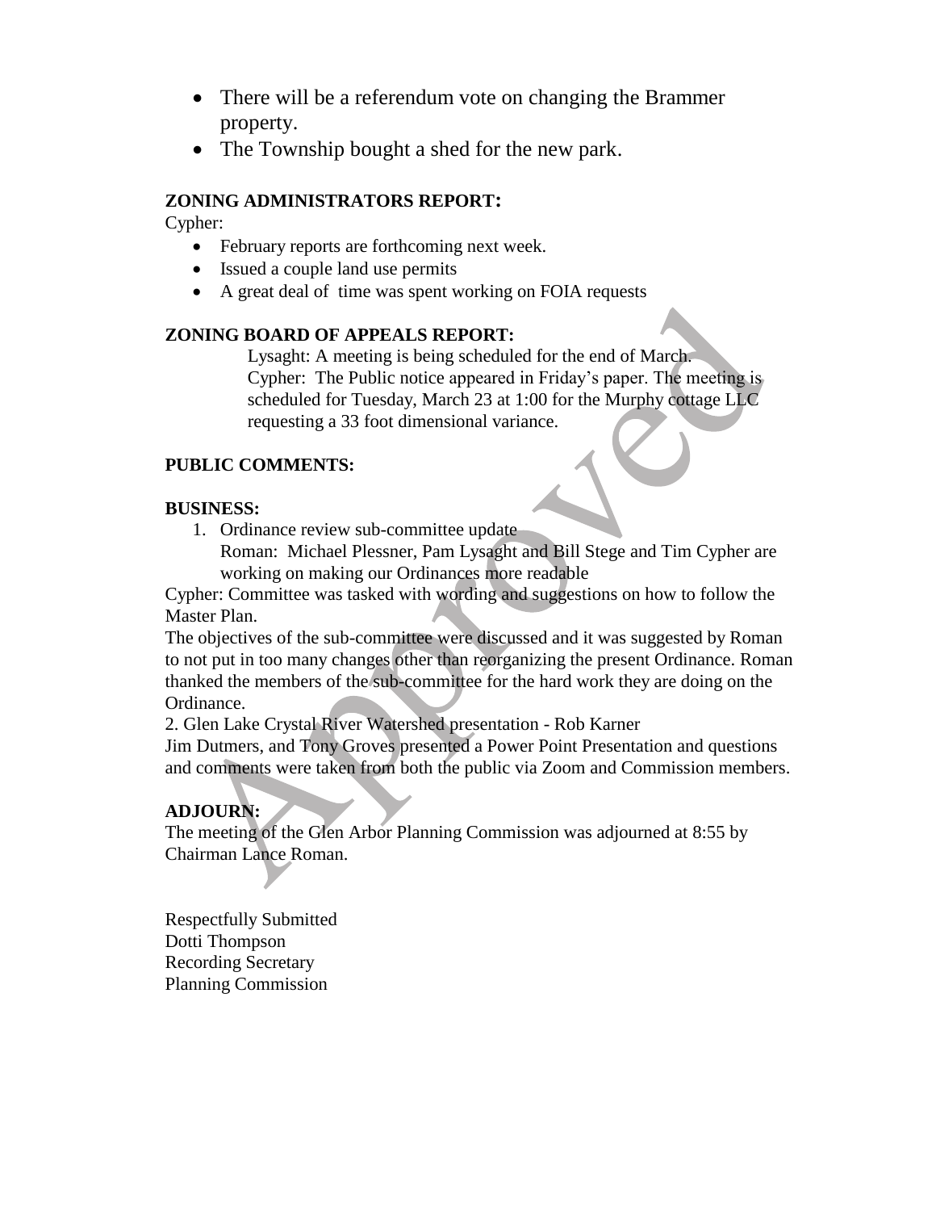- There will be a referendum vote on changing the Brammer property.
- The Township bought a shed for the new park.

**ZONING ADMINISTRATORS REPORT:**

Cypher:

- February reports are forthcoming next week.
- Issued a couple land use permits
- A great deal of time was spent working on FOIA requests

**ZONING BOARD OF APPEALS REPORT:**

Lysaght: A meeting is being scheduled for the end of March.
Cypher: The Public notice appeared in Friday's paper. The meeting is scheduled for Tuesday, March 23 at 1:00 for the Murphy cottage LLC requesting a 33 foot dimensional variance.

**PUBLIC COMMENTS:**

**BUSINESS:**

1. Ordinance review sub-committee update
   Roman: Michael Plessner, Pam Lysaght and Bill Stege and Tim Cypher are working on making our Ordinances more readable

Cypher: Committee was tasked with wording and suggestions on how to follow the Master Plan.

The objectives of the sub-committee were discussed and it was suggested by Roman to not put in too many changes other than reorganizing the present Ordinance. Roman thanked the members of the sub-committee for the hard work they are doing on the Ordinance.

2. Glen Lake Crystal River Watershed presentation - Rob Karner

Jim Dutmers, and Tony Groves presented a Power Point Presentation and questions and comments were taken from both the public via Zoom and Commission members.

**ADJOURN:**

The meeting of the Glen Arbor Planning Commission was adjourned at 8:55 by Chairman Lance Roman.

Respectfully Submitted
Dotti Thompson
Recording Secretary
Planning Commission